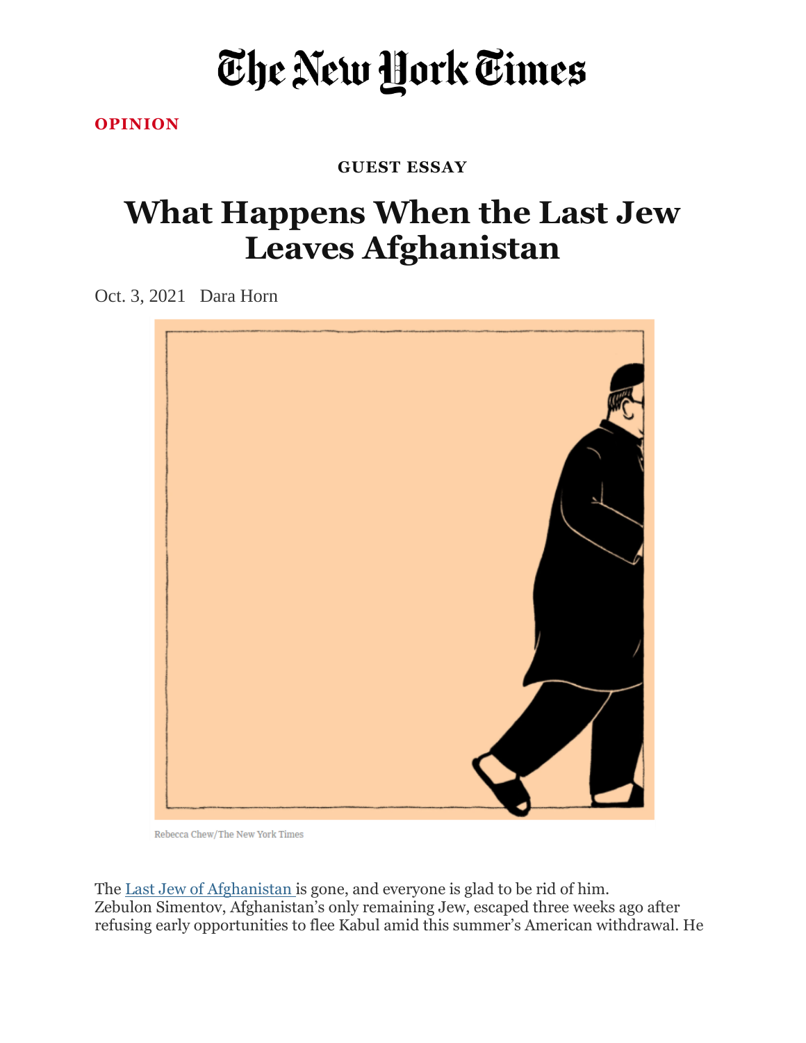# The New York Times

**OPINION**

**GUEST ESSAY**

# What Happens When the Last Jew Leaves Afghanistan

Oct. 3, 2021 Dara Horn

Rebecca Chew/The New York Times

The [Last Jew of Afghanistan](#) is gone, and everyone is glad to be rid of him. Zebulon Simentov, Afghanistan's only remaining Jew, escaped three weeks ago after refusing early opportunities to flee Kabul amid this summer's American withdrawal. He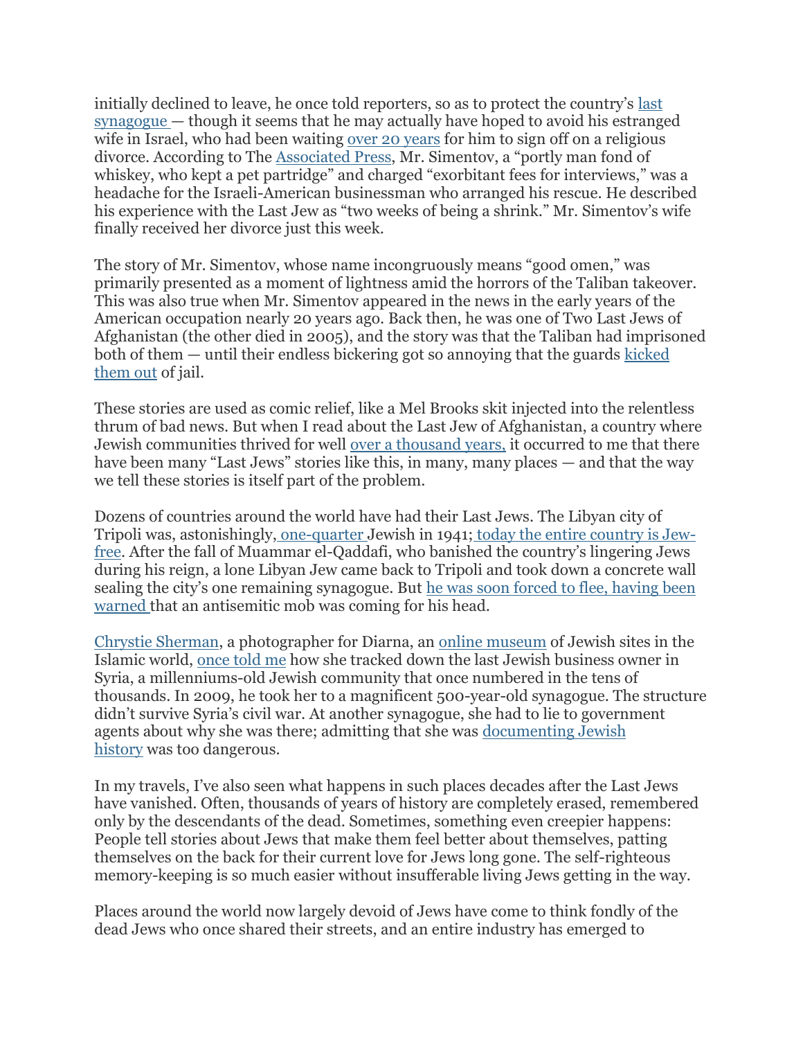initially declined to leave, he once told reporters, so as to protect the country's last synagogue — though it seems that he may actually have hoped to avoid his estranged wife in Israel, who had been waiting over 20 years for him to sign off on a religious divorce. According to The Associated Press, Mr. Simentov, a "portly man fond of whiskey, who kept a pet partridge" and charged "exorbitant fees for interviews," was a headache for the Israeli-American businessman who arranged his rescue. He described his experience with the Last Jew as "two weeks of being a shrink." Mr. Simentov's wife finally received her divorce just this week.

The story of Mr. Simentov, whose name incongruously means "good omen," was primarily presented as a moment of lightness amid the horrors of the Taliban takeover. This was also true when Mr. Simentov appeared in the news in the early years of the American occupation nearly 20 years ago. Back then, he was one of Two Last Jews of Afghanistan (the other died in 2005), and the story was that the Taliban had imprisoned both of them — until their endless bickering got so annoying that the guards kicked them out of jail.

These stories are used as comic relief, like a Mel Brooks skit injected into the relentless thrum of bad news. But when I read about the Last Jew of Afghanistan, a country where Jewish communities thrived for well over a thousand years, it occurred to me that there have been many "Last Jews" stories like this, in many, many places — and that the way we tell these stories is itself part of the problem.

Dozens of countries around the world have had their Last Jews. The Libyan city of Tripoli was, astonishingly, one-quarter Jewish in 1941; today the entire country is Jew-free. After the fall of Muammar el-Qaddafi, who banished the country's lingering Jews during his reign, a lone Libyan Jew came back to Tripoli and took down a concrete wall sealing the city's one remaining synagogue. But he was soon forced to flee, having been warned that an antisemitic mob was coming for his head.

Chrystie Sherman, a photographer for Diarna, an online museum of Jewish sites in the Islamic world, once told me how she tracked down the last Jewish business owner in Syria, a millenniums-old Jewish community that once numbered in the tens of thousands. In 2009, he took her to a magnificent 500-year-old synagogue. The structure didn't survive Syria's civil war. At another synagogue, she had to lie to government agents about why she was there; admitting that she was documenting Jewish history was too dangerous.

In my travels, I've also seen what happens in such places decades after the Last Jews have vanished. Often, thousands of years of history are completely erased, remembered only by the descendants of the dead. Sometimes, something even creepier happens: People tell stories about Jews that make them feel better about themselves, patting themselves on the back for their current love for Jews long gone. The self-righteous memory-keeping is so much easier without insufferable living Jews getting in the way.

Places around the world now largely devoid of Jews have come to think fondly of the dead Jews who once shared their streets, and an entire industry has emerged to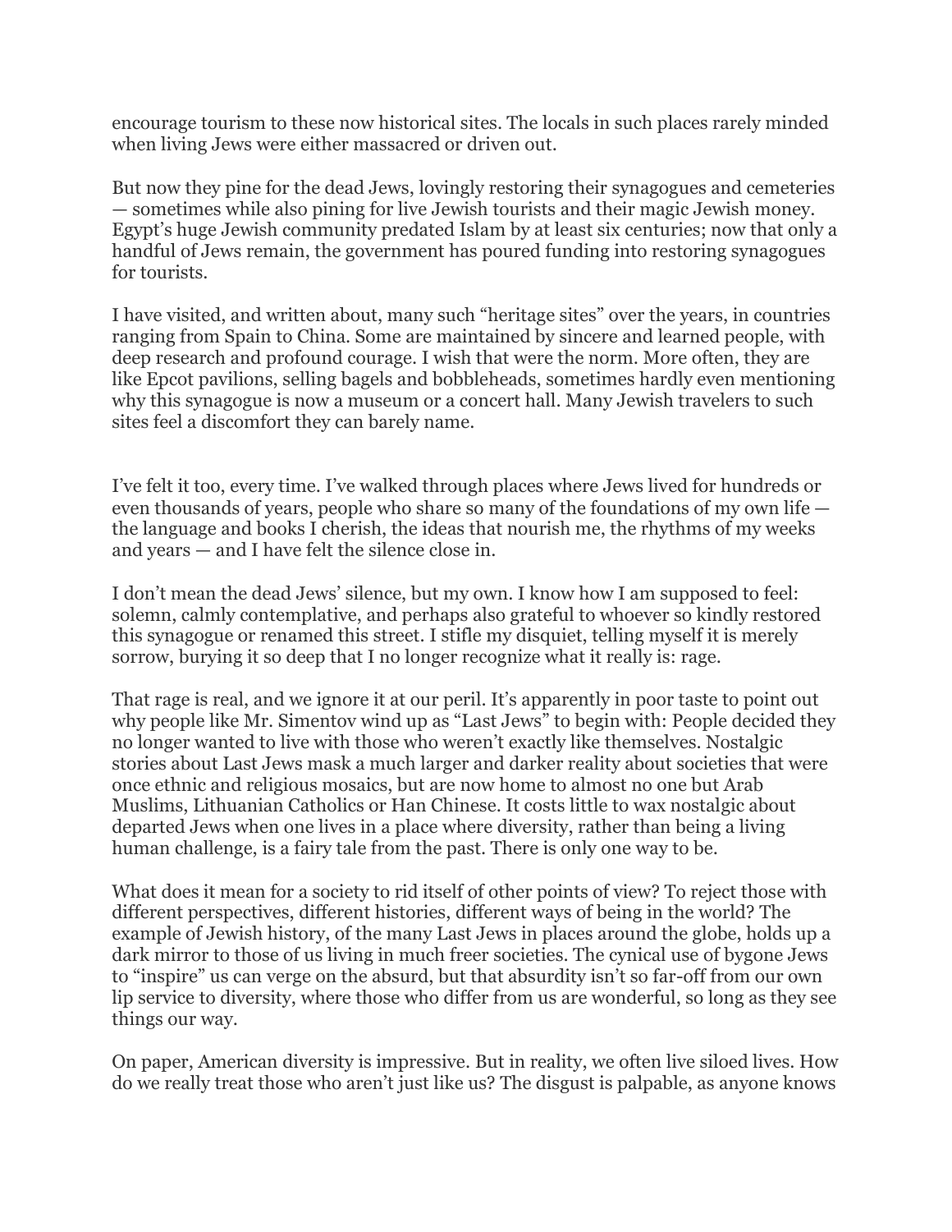encourage tourism to these now historical sites. The locals in such places rarely minded when living Jews were either massacred or driven out.

But now they pine for the dead Jews, lovingly restoring their synagogues and cemeteries — sometimes while also pining for live Jewish tourists and their magic Jewish money. Egypt's huge Jewish community predated Islam by at least six centuries; now that only a handful of Jews remain, the government has poured funding into restoring synagogues for tourists.

I have visited, and written about, many such "heritage sites" over the years, in countries ranging from Spain to China. Some are maintained by sincere and learned people, with deep research and profound courage. I wish that were the norm. More often, they are like Epcot pavilions, selling bagels and bobbleheads, sometimes hardly even mentioning why this synagogue is now a museum or a concert hall. Many Jewish travelers to such sites feel a discomfort they can barely name.

I've felt it too, every time. I've walked through places where Jews lived for hundreds or even thousands of years, people who share so many of the foundations of my own life — the language and books I cherish, the ideas that nourish me, the rhythms of my weeks and years — and I have felt the silence close in.

I don't mean the dead Jews' silence, but my own. I know how I am supposed to feel: solemn, calmly contemplative, and perhaps also grateful to whoever so kindly restored this synagogue or renamed this street. I stifle my disquiet, telling myself it is merely sorrow, burying it so deep that I no longer recognize what it really is: rage.

That rage is real, and we ignore it at our peril. It's apparently in poor taste to point out why people like Mr. Simentov wind up as "Last Jews" to begin with: People decided they no longer wanted to live with those who weren't exactly like themselves. Nostalgic stories about Last Jews mask a much larger and darker reality about societies that were once ethnic and religious mosaics, but are now home to almost no one but Arab Muslims, Lithuanian Catholics or Han Chinese. It costs little to wax nostalgic about departed Jews when one lives in a place where diversity, rather than being a living human challenge, is a fairy tale from the past. There is only one way to be.

What does it mean for a society to rid itself of other points of view? To reject those with different perspectives, different histories, different ways of being in the world? The example of Jewish history, of the many Last Jews in places around the globe, holds up a dark mirror to those of us living in much freer societies. The cynical use of bygone Jews to "inspire" us can verge on the absurd, but that absurdity isn't so far-off from our own lip service to diversity, where those who differ from us are wonderful, so long as they see things our way.

On paper, American diversity is impressive. But in reality, we often live siloed lives. How do we really treat those who aren't just like us? The disgust is palpable, as anyone knows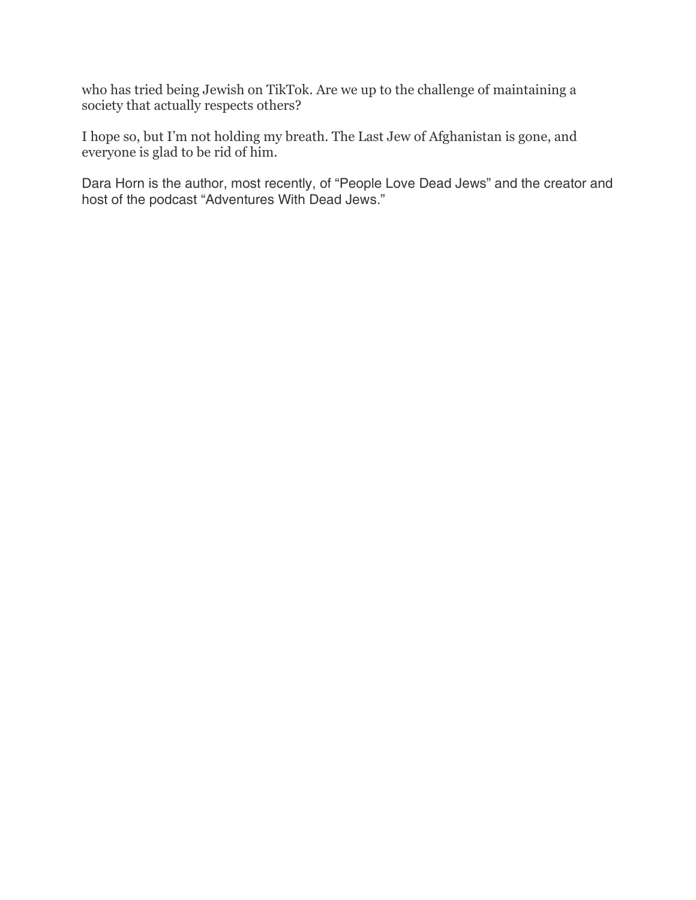who has tried being Jewish on TikTok. Are we up to the challenge of maintaining a society that actually respects others?

I hope so, but I'm not holding my breath. The Last Jew of Afghanistan is gone, and everyone is glad to be rid of him.

Dara Horn is the author, most recently, of "People Love Dead Jews" and the creator and host of the podcast "Adventures With Dead Jews."